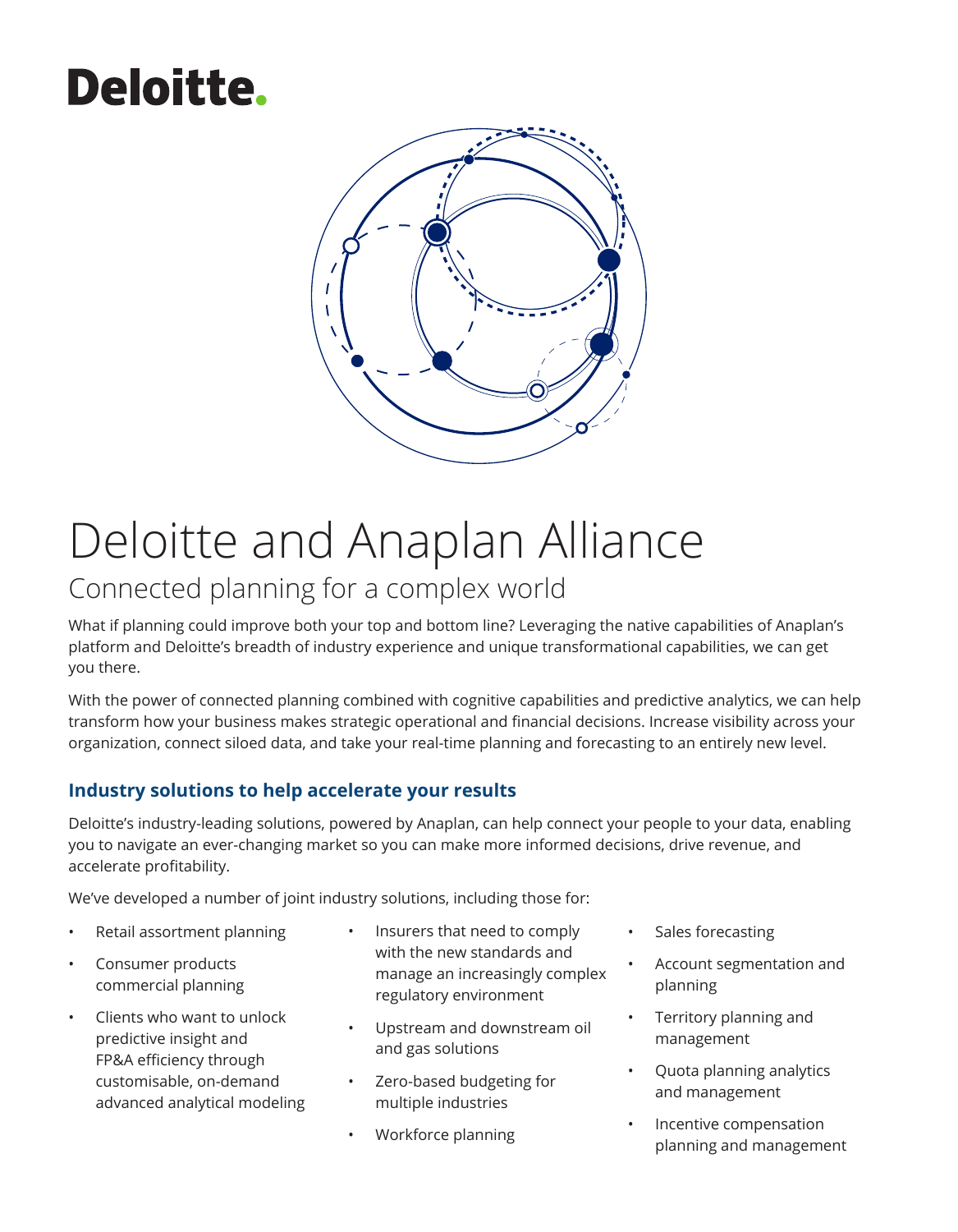Deloitte.

# Deloitte and Anaplan Alliance

## Connected planning for a complex world

What if planning could improve both your top and bottom line? Leveraging the native capabilities of Anaplan's platform and Deloitte's breadth of industry experience and unique transformational capabilities, we can get you there.

With the power of connected planning combined with cognitive capabilities and predictive analytics, we can help transform how your business makes strategic operational and financial decisions. Increase visibility across your organization, connect siloed data, and take your real-time planning and forecasting to an entirely new level.

### Industry solutions to help accelerate your results

Deloitte's industry-leading solutions, powered by Anaplan, can help connect your people to your data, enabling you to navigate an ever-changing market so you can make more informed decisions, drive revenue, and accelerate profitability.

We've developed a number of joint industry solutions, including those for:

- Retail assortment planning
- Consumer products commercial planning
- Clients who want to unlock predictive insight and FP&A efficiency through customisable, on-demand advanced analytical modeling
- Insurers that need to comply with the new standards and manage an increasingly complex regulatory environment
- Upstream and downstream oil and gas solutions
- Zero-based budgeting for multiple industries
- Workforce planning
- Sales forecasting
- Account segmentation and planning
- Territory planning and management
- Quota planning analytics and management
- Incentive compensation planning and management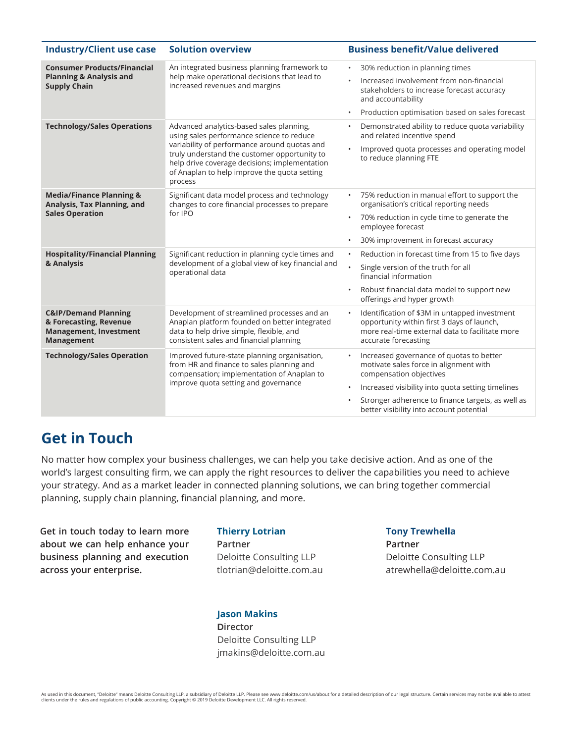| Industry/Client use case | Solution overview | Business benefit/Value delivered |
|---|---|---|
| **Consumer Products/Financial Planning & Analysis and Supply Chain** | An integrated business planning framework to help make operational decisions that lead to increased revenues and margins | • 30% reduction in planning times<br>• Increased involvement from non-financial stakeholders to increase forecast accuracy and accountability<br>• Production optimisation based on sales forecast |
| **Technology/Sales Operations** | Advanced analytics-based sales planning, using sales performance science to reduce variability of performance around quotas and truly understand the customer opportunity to help drive coverage decisions; implementation of Anaplan to help improve the quota setting process | • Demonstrated ability to reduce quota variability and related incentive spend<br>• Improved quota processes and operating model to reduce planning FTE |
| **Media/Finance Planning & Analysis, Tax Planning, and Sales Operation** | Significant data model process and technology changes to core financial processes to prepare for IPO | • 75% reduction in manual effort to support the organisation's critical reporting needs<br>• 70% reduction in cycle time to generate the employee forecast<br>• 30% improvement in forecast accuracy |
| **Hospitality/Financial Planning & Analysis** | Significant reduction in planning cycle times and development of a global view of key financial and operational data | • Reduction in forecast time from 15 to five days<br>• Single version of the truth for all financial information<br>• Robust financial data model to support new offerings and hyper growth |
| **C&IP/Demand Planning & Forecasting, Revenue Management, Investment Management** | Development of streamlined processes and an Anaplan platform founded on better integrated data to help drive simple, flexible, and consistent sales and financial planning | • Identification of $3M in untapped investment opportunity within first 3 days of launch, more real-time external data to facilitate more accurate forecasting |
| **Technology/Sales Operation** | Improved future-state planning organisation, from HR and finance to sales planning and compensation; implementation of Anaplan to improve quota setting and governance | • Increased governance of quotas to better motivate sales force in alignment with compensation objectives<br>• Increased visibility into quota setting timelines<br>• Stronger adherence to finance targets, as well as better visibility into account potential |

## Get in Touch

No matter how complex your business challenges, we can help you take decisive action. And as one of the world's largest consulting firm, we can apply the right resources to deliver the capabilities you need to achieve your strategy. And as a market leader in connected planning solutions, we can bring together commercial planning, supply chain planning, financial planning, and more.

**Get in touch today to learn more about we can help enhance your business planning and execution across your enterprise.**

**Thierry Lotrian**
Partner
Deloitte Consulting LLP
tlotrian@deloitte.com.au

**Tony Trewhella**
Partner
Deloitte Consulting LLP
atrewhella@deloitte.com.au

**Jason Makins**
Director
Deloitte Consulting LLP
jmakins@deloitte.com.au

As used in this document, "Deloitte" means Deloitte Consulting LLP, a subsidiary of Deloitte LLP. Please see www.deloitte.com/us/about for a detailed description of our legal structure. Certain services may not be available to attest clients under the rules and regulations of public accounting. Copyright © 2019 Deloitte Development LLC. All rights reserved.